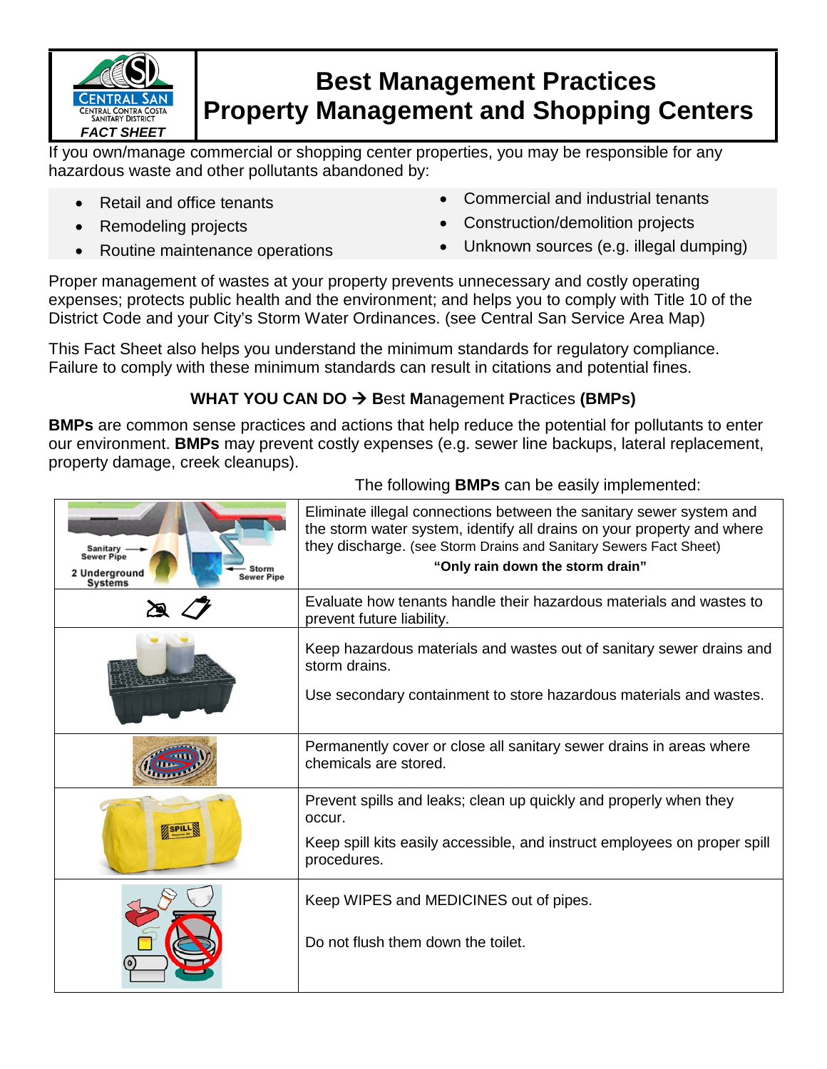**CENTRAL SAN**
CENTRAL CONTRA COSTA SANITARY DISTRICT
*FACT SHEET*

# Best Management Practices
# Property Management and Shopping Centers

If you own/manage commercial or shopping center properties, you may be responsible for any hazardous waste and other pollutants abandoned by:

- Retail and office tenants
- Remodeling projects
- Routine maintenance operations
- Commercial and industrial tenants
- Construction/demolition projects
- Unknown sources (e.g. illegal dumping)

Proper management of wastes at your property prevents unnecessary and costly operating expenses; protects public health and the environment; and helps you to comply with Title 10 of the District Code and your City's Storm Water Ordinances. (see Central San Service Area Map)

This Fact Sheet also helps you understand the minimum standards for regulatory compliance. Failure to comply with these minimum standards can result in citations and potential fines.

**WHAT YOU CAN DO → B**est **M**anagement **P**ractices **(BMPs)**

**BMPs** are common sense practices and actions that help reduce the potential for pollutants to enter our environment. **BMPs** may prevent costly expenses (e.g. sewer line backups, lateral replacement, property damage, creek cleanups).

The following **BMPs** can be easily implemented:

| | |
|---|---|
| Sanitary Sewer Pipe; Storm Sewer Pipe; 2 Underground Systems | Eliminate illegal connections between the sanitary sewer system and the storm water system, identify all drains on your property and where they discharge. (see Storm Drains and Sanitary Sewers Fact Sheet) **"Only rain down the storm drain"** |
| | Evaluate how tenants handle their hazardous materials and wastes to prevent future liability. |
| | Keep hazardous materials and wastes out of sanitary sewer drains and storm drains. Use secondary containment to store hazardous materials and wastes. |
| | Permanently cover or close all sanitary sewer drains in areas where chemicals are stored. |
| SPILL | Prevent spills and leaks; clean up quickly and properly when they occur. Keep spill kits easily accessible, and instruct employees on proper spill procedures. |
| | Keep WIPES and MEDICINES out of pipes. Do not flush them down the toilet. |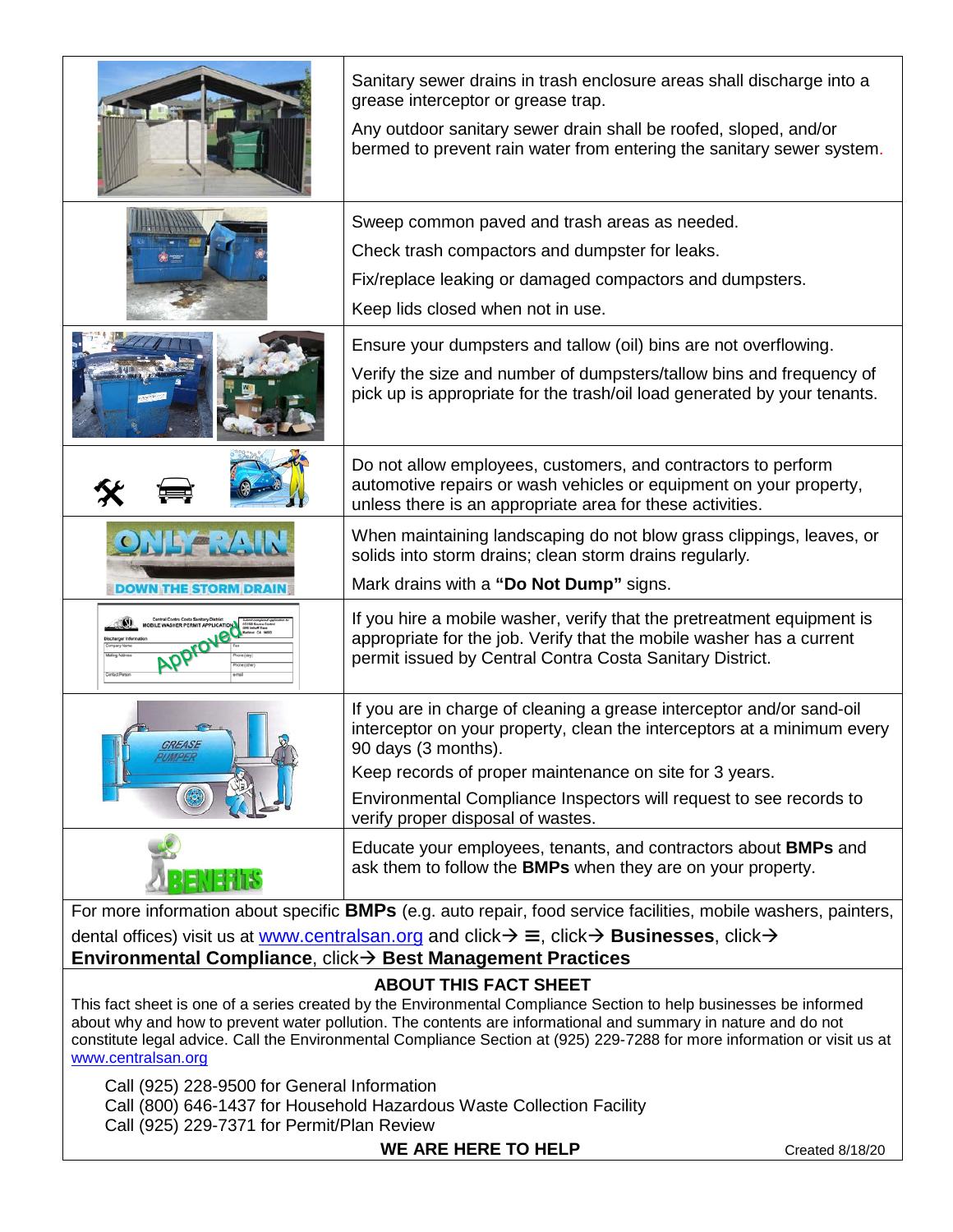Sanitary sewer drains in trash enclosure areas shall discharge into a grease interceptor or grease trap.

Any outdoor sanitary sewer drain shall be roofed, sloped, and/or bermed to prevent rain water from entering the sanitary sewer system.

Sweep common paved and trash areas as needed.

Check trash compactors and dumpster for leaks.

Fix/replace leaking or damaged compactors and dumpsters.

Keep lids closed when not in use.

Ensure your dumpsters and tallow (oil) bins are not overflowing.

Verify the size and number of dumpsters/tallow bins and frequency of pick up is appropriate for the trash/oil load generated by your tenants.

Do not allow employees, customers, and contractors to perform automotive repairs or wash vehicles or equipment on your property, unless there is an appropriate area for these activities.

When maintaining landscaping do not blow grass clippings, leaves, or solids into storm drains; clean storm drains regularly.

Mark drains with a **"Do Not Dump"** signs.

If you hire a mobile washer, verify that the pretreatment equipment is appropriate for the job. Verify that the mobile washer has a current permit issued by Central Contra Costa Sanitary District.

If you are in charge of cleaning a grease interceptor and/or sand-oil interceptor on your property, clean the interceptors at a minimum every 90 days (3 months).

Keep records of proper maintenance on site for 3 years.

Environmental Compliance Inspectors will request to see records to verify proper disposal of wastes.

Educate your employees, tenants, and contractors about **BMPs** and ask them to follow the **BMPs** when they are on your property.

For more information about specific **BMPs** (e.g. auto repair, food service facilities, mobile washers, painters, dental offices) visit us at www.centralsan.org and click→ ≡, click→ **Businesses**, click→ **Environmental Compliance**, click→ **Best Management Practices**

## ABOUT THIS FACT SHEET

This fact sheet is one of a series created by the Environmental Compliance Section to help businesses be informed about why and how to prevent water pollution. The contents are informational and summary in nature and do not constitute legal advice. Call the Environmental Compliance Section at (925) 229-7288 for more information or visit us at www.centralsan.org

Call (925) 228-9500 for General Information
Call (800) 646-1437 for Household Hazardous Waste Collection Facility
Call (925) 229-7371 for Permit/Plan Review

**WE ARE HERE TO HELP**

Created 8/18/20